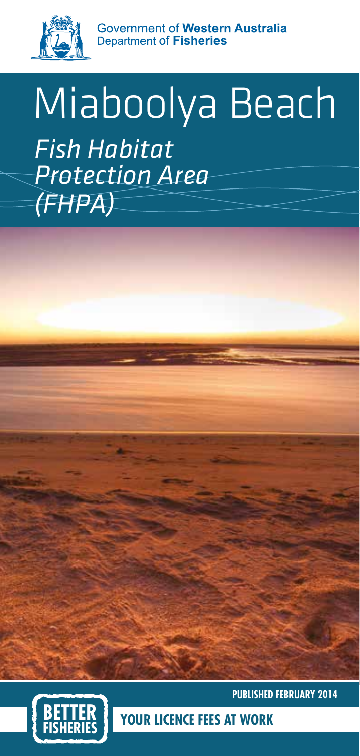Government of **Western Australia**
Department of **Fisheries**

# Miaboolya Beach

## *Fish Habitat Protection Area (FHPA)*

**PUBLISHED FEBRUARY 2014**

**BETTER FISHERIES**

**YOUR LICENCE FEES AT WORK**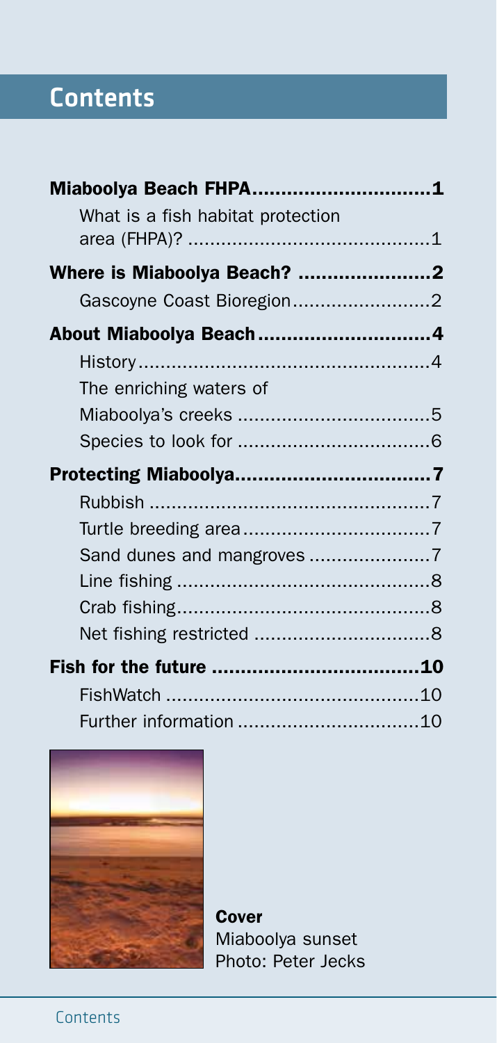# Contents

**Miaboolya Beach FHPA** ....................... **1**

What is a fish habitat protection area (FHPA)? ....................... 1

**Where is Miaboolya Beach?** ....................... **2**

Gascoyne Coast Bioregion ....................... 2

**About Miaboolya Beach** ....................... **4**

History ....................... 4

The enriching waters of Miaboolya's creeks ....................... 5

Species to look for ....................... 6

**Protecting Miaboolya** ....................... **7**

Rubbish ....................... 7

Turtle breeding area ....................... 7

Sand dunes and mangroves ....................... 7

Line fishing ....................... 8

Crab fishing ....................... 8

Net fishing restricted ....................... 8

**Fish for the future** ....................... **10**

FishWatch ....................... 10

Further information ....................... 10

**Cover**
Miaboolya sunset
Photo: Peter Jecks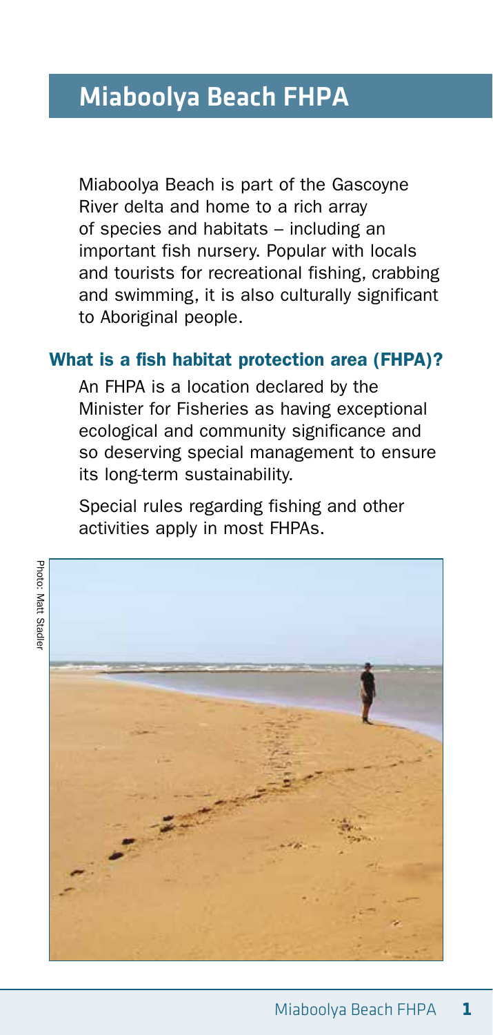# Miaboolya Beach FHPA

Miaboolya Beach is part of the Gascoyne River delta and home to a rich array of species and habitats – including an important fish nursery. Popular with locals and tourists for recreational fishing, crabbing and swimming, it is also culturally significant to Aboriginal people.

## What is a fish habitat protection area (FHPA)?

An FHPA is a location declared by the Minister for Fisheries as having exceptional ecological and community significance and so deserving special management to ensure its long-term sustainability.

Special rules regarding fishing and other activities apply in most FHPAs.

Photo: Matt Stadler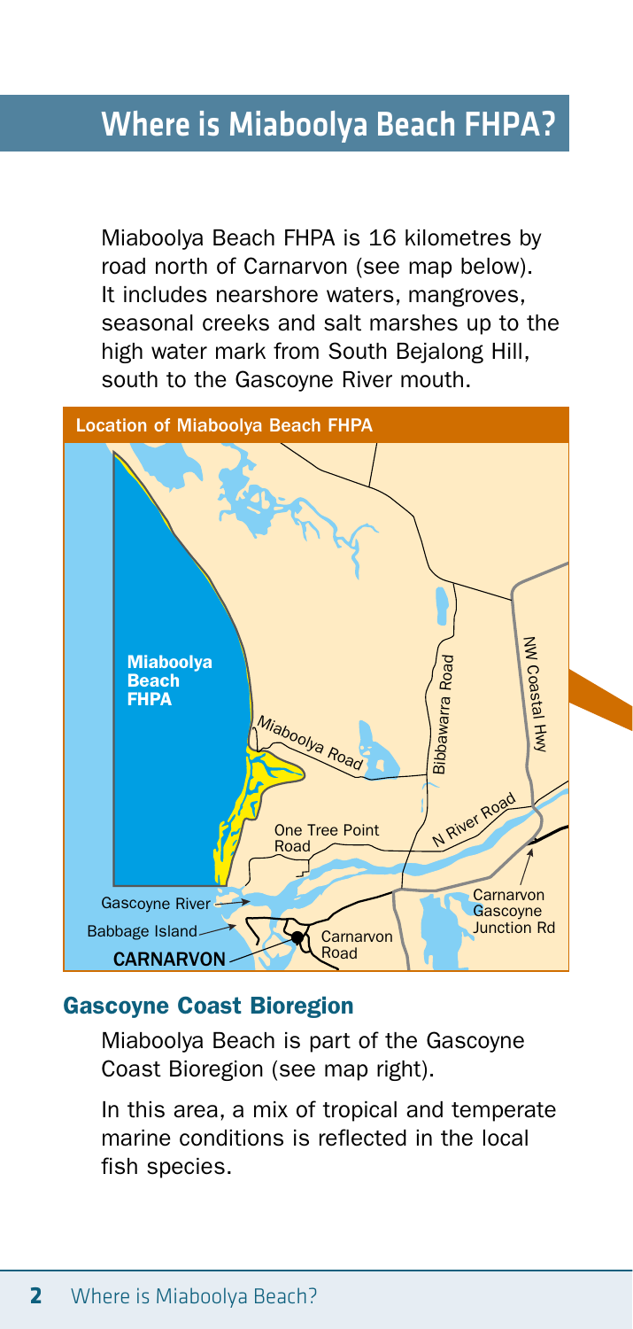# Where is Miaboolya Beach FHPA?

Miaboolya Beach FHPA is 16 kilometres by road north of Carnarvon (see map below). It includes nearshore waters, mangroves, seasonal creeks and salt marshes up to the high water mark from South Bejalong Hill, south to the Gascoyne River mouth.

Location of Miaboolya Beach FHPA

## Gascoyne Coast Bioregion

Miaboolya Beach is part of the Gascoyne Coast Bioregion (see map right).

In this area, a mix of tropical and temperate marine conditions is reflected in the local fish species.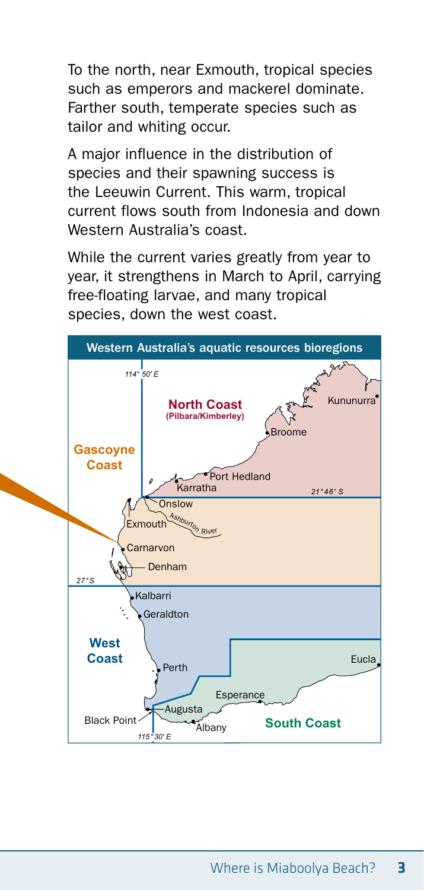To the north, near Exmouth, tropical species such as emperors and mackerel dominate. Farther south, temperate species such as tailor and whiting occur.

A major influence in the distribution of species and their spawning success is the Leeuwin Current. This warm, tropical current flows south from Indonesia and down Western Australia's coast.

While the current varies greatly from year to year, it strengthens in March to April, carrying free-floating larvae, and many tropical species, down the west coast.

**Western Australia's aquatic resources bioregions**

114° 50' E

**North Coast (Pilbara/Kimberley)**

Kununurra

Broome

**Gascoyne Coast**

Port Hedland

Karratha

21°46' S

Onslow

Exmouth

Ashburton River

Carnarvon

Denham

27°S

Kalbarri

Geraldton

**West Coast**

Perth

Eucla

Esperance

Augusta

Black Point

Albany

**South Coast**

115°30' E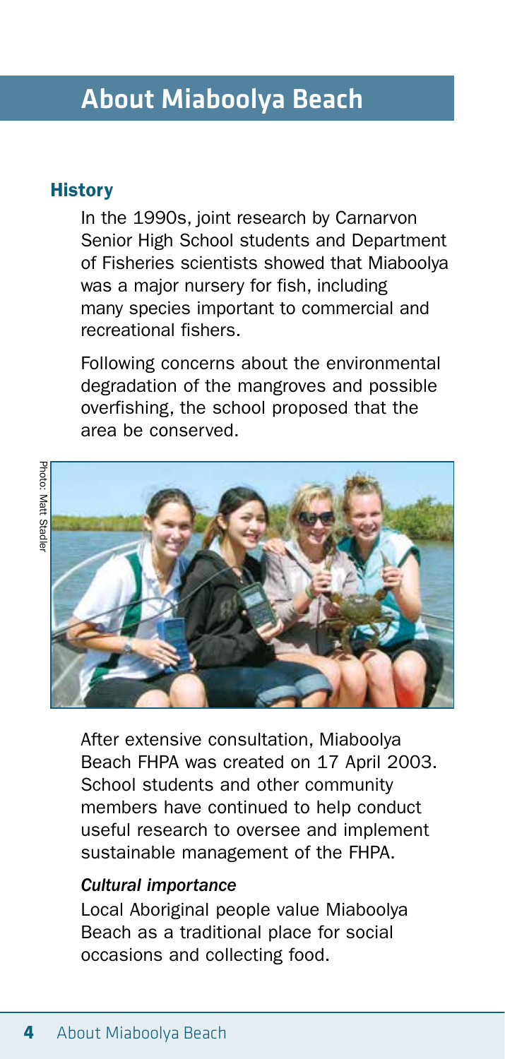# About Miaboolya Beach

## History

In the 1990s, joint research by Carnarvon Senior High School students and Department of Fisheries scientists showed that Miaboolya was a major nursery for fish, including many species important to commercial and recreational fishers.

Following concerns about the environmental degradation of the mangroves and possible overfishing, the school proposed that the area be conserved.

Photo: Matt Stadler

After extensive consultation, Miaboolya Beach FHPA was created on 17 April 2003. School students and other community members have continued to help conduct useful research to oversee and implement sustainable management of the FHPA.

### *Cultural importance*

Local Aboriginal people value Miaboolya Beach as a traditional place for social occasions and collecting food.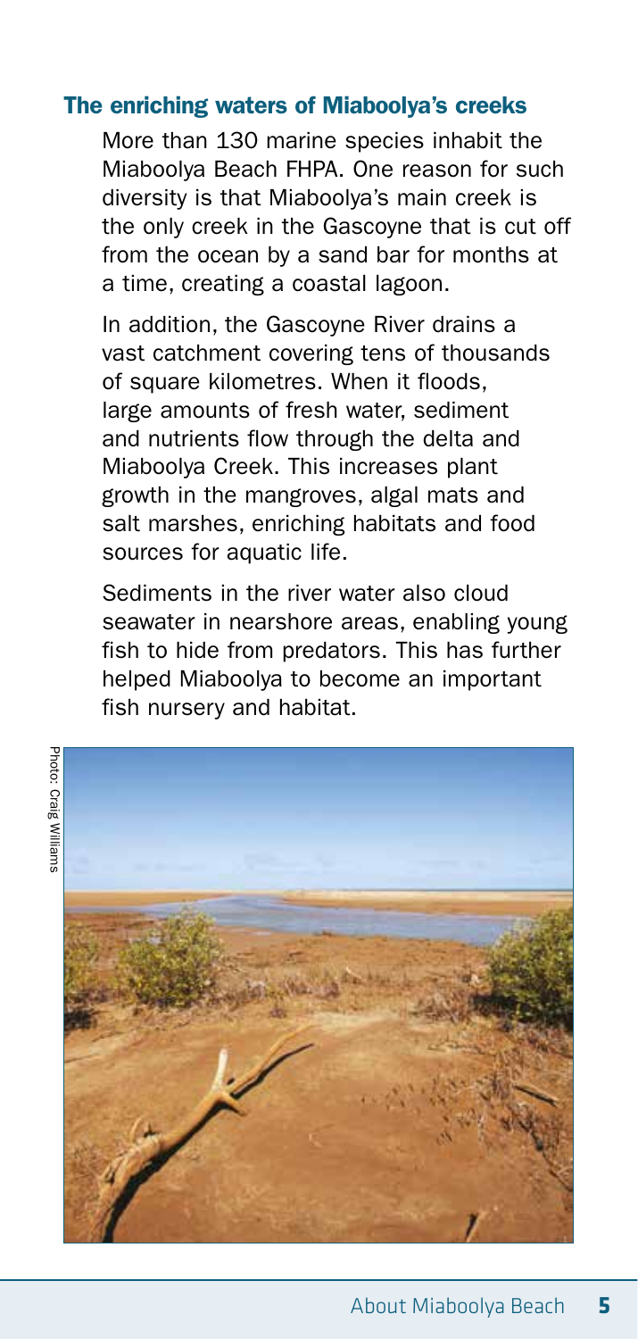## The enriching waters of Miaboolya's creeks

More than 130 marine species inhabit the Miaboolya Beach FHPA. One reason for such diversity is that Miaboolya's main creek is the only creek in the Gascoyne that is cut off from the ocean by a sand bar for months at a time, creating a coastal lagoon.

In addition, the Gascoyne River drains a vast catchment covering tens of thousands of square kilometres. When it floods, large amounts of fresh water, sediment and nutrients flow through the delta and Miaboolya Creek. This increases plant growth in the mangroves, algal mats and salt marshes, enriching habitats and food sources for aquatic life.

Sediments in the river water also cloud seawater in nearshore areas, enabling young fish to hide from predators. This has further helped Miaboolya to become an important fish nursery and habitat.

Photo: Craig Williams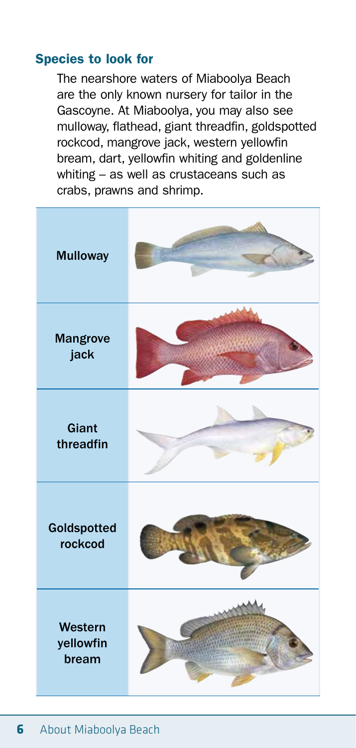### Species to look for

The nearshore waters of Miaboolya Beach are the only known nursery for tailor in the Gascoyne. At Miaboolya, you may also see mulloway, flathead, giant threadfin, goldspotted rockcod, mangrove jack, western yellowfin bream, dart, yellowfin whiting and goldenline whiting – as well as crustaceans such as crabs, prawns and shrimp.

| | |
|---|---|
| Mulloway | |
| Mangrove jack | |
| Giant threadfin | |
| Goldspotted rockcod | |
| Western yellowfin bream | |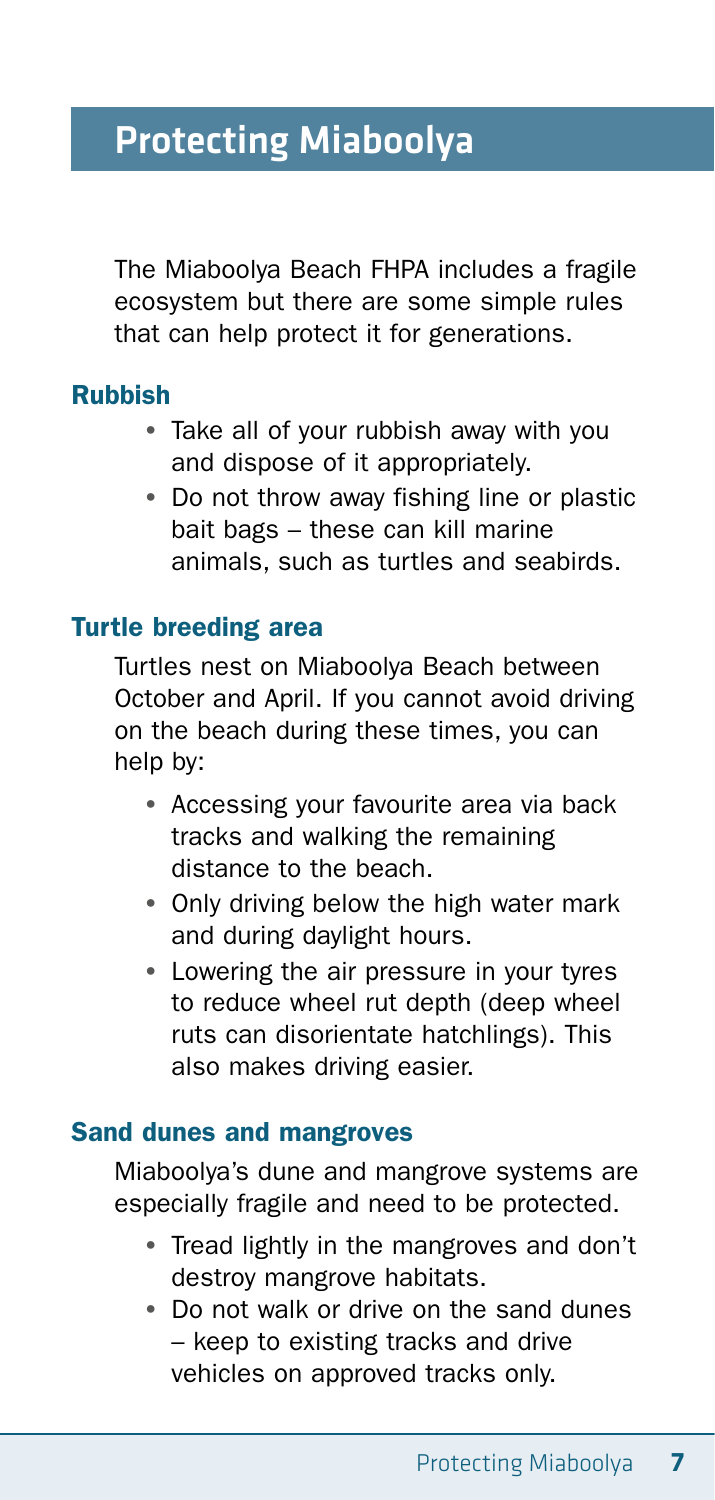# Protecting Miaboolya

The Miaboolya Beach FHPA includes a fragile ecosystem but there are some simple rules that can help protect it for generations.

### Rubbish

- Take all of your rubbish away with you and dispose of it appropriately.
- Do not throw away fishing line or plastic bait bags – these can kill marine animals, such as turtles and seabirds.

### Turtle breeding area

Turtles nest on Miaboolya Beach between October and April. If you cannot avoid driving on the beach during these times, you can help by:

- Accessing your favourite area via back tracks and walking the remaining distance to the beach.
- Only driving below the high water mark and during daylight hours.
- Lowering the air pressure in your tyres to reduce wheel rut depth (deep wheel ruts can disorientate hatchlings). This also makes driving easier.

### Sand dunes and mangroves

Miaboolya's dune and mangrove systems are especially fragile and need to be protected.

- Tread lightly in the mangroves and don't destroy mangrove habitats.
- Do not walk or drive on the sand dunes – keep to existing tracks and drive vehicles on approved tracks only.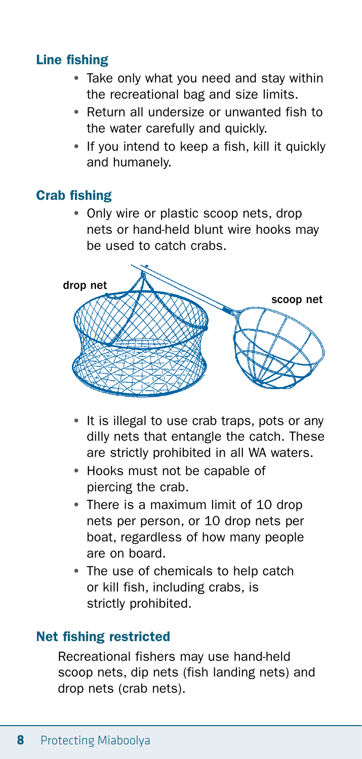## Line fishing

- Take only what you need and stay within the recreational bag and size limits.
- Return all undersize or unwanted fish to the water carefully and quickly.
- If you intend to keep a fish, kill it quickly and humanely.

## Crab fishing

- Only wire or plastic scoop nets, drop nets or hand-held blunt wire hooks may be used to catch crabs.

drop net

scoop net

- It is illegal to use crab traps, pots or any dilly nets that entangle the catch. These are strictly prohibited in all WA waters.
- Hooks must not be capable of piercing the crab.
- There is a maximum limit of 10 drop nets per person, or 10 drop nets per boat, regardless of how many people are on board.
- The use of chemicals to help catch or kill fish, including crabs, is strictly prohibited.

## Net fishing restricted

Recreational fishers may use hand-held scoop nets, dip nets (fish landing nets) and drop nets (crab nets).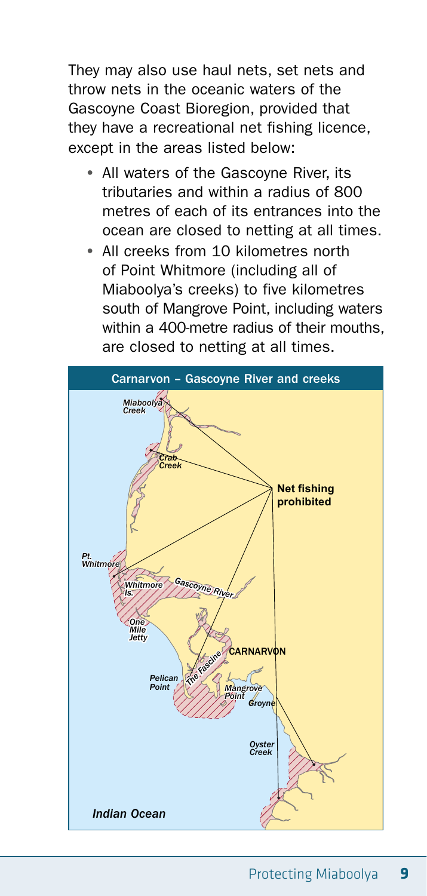They may also use haul nets, set nets and throw nets in the oceanic waters of the Gascoyne Coast Bioregion, provided that they have a recreational net fishing licence, except in the areas listed below:

- All waters of the Gascoyne River, its tributaries and within a radius of 800 metres of each of its entrances into the ocean are closed to netting at all times.
- All creeks from 10 kilometres north of Point Whitmore (including all of Miaboolya's creeks) to five kilometres south of Mangrove Point, including waters within a 400-metre radius of their mouths, are closed to netting at all times.

**Carnarvon – Gascoyne River and creeks**

*Miaboolya Creek*
*Crab Creek*
**Net fishing prohibited**
*Pt. Whitmore*
*Whitmore Is.*
*Gascoyne River*
*One Mile Jetty*
*The Fascine*
**CARNARVON**
*Pelican Point*
*Mangrove Point*
*Groyne*
*Oyster Creek*
*Indian Ocean*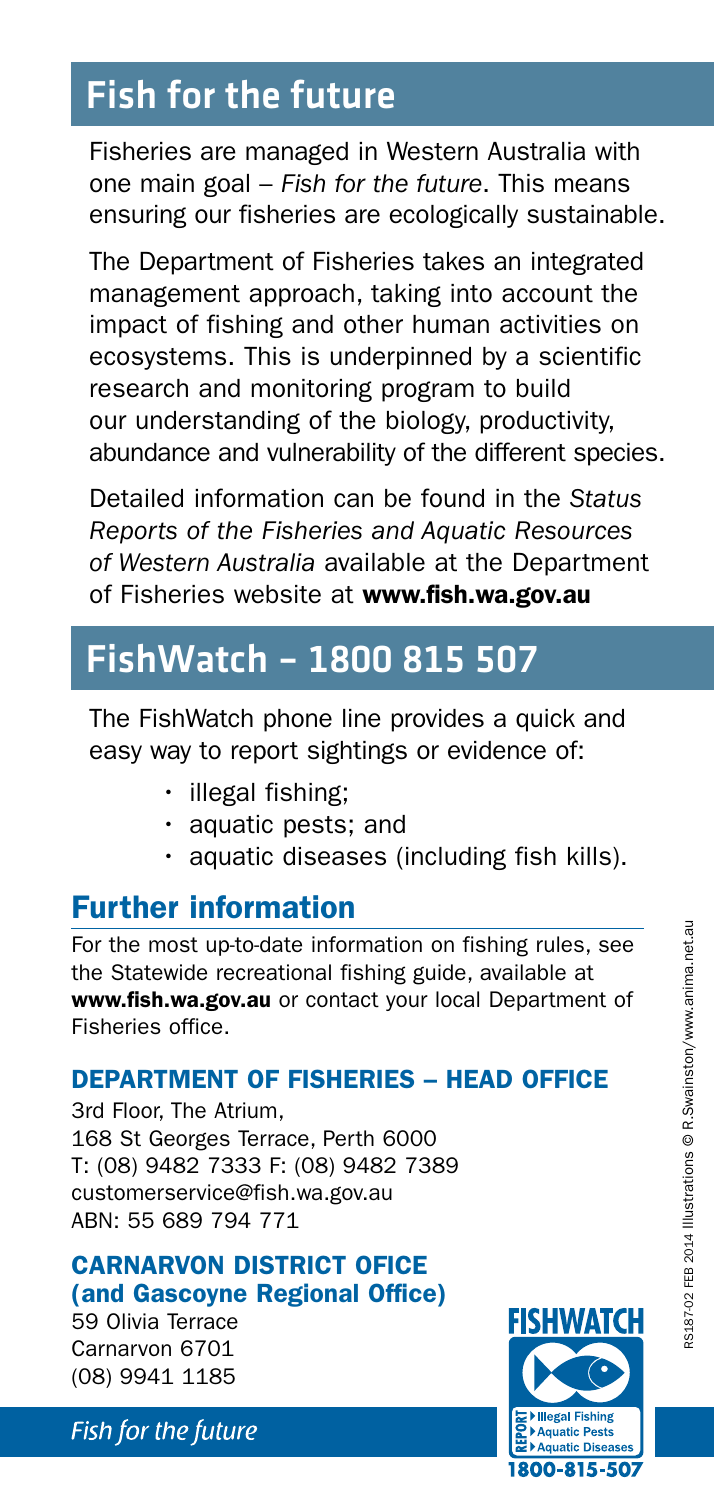## Fish for the future

Fisheries are managed in Western Australia with one main goal – *Fish for the future*. This means ensuring our fisheries are ecologically sustainable.

The Department of Fisheries takes an integrated management approach, taking into account the impact of fishing and other human activities on ecosystems. This is underpinned by a scientific research and monitoring program to build our understanding of the biology, productivity, abundance and vulnerability of the different species.

Detailed information can be found in the *Status Reports of the Fisheries and Aquatic Resources of Western Australia* available at the Department of Fisheries website at **www.fish.wa.gov.au**

## FishWatch – 1800 815 507

The FishWatch phone line provides a quick and easy way to report sightings or evidence of:

- illegal fishing;
- aquatic pests; and
- aquatic diseases (including fish kills).

## Further information

For the most up-to-date information on fishing rules, see the Statewide recreational fishing guide, available at **www.fish.wa.gov.au** or contact your local Department of Fisheries office.

### DEPARTMENT OF FISHERIES – HEAD OFFICE

3rd Floor, The Atrium,
168 St Georges Terrace, Perth 6000
T: (08) 9482 7333 F: (08) 9482 7389
customerservice@fish.wa.gov.au
ABN: 55 689 794 771

### CARNARVON DISTRICT OFICE (and Gascoyne Regional Office)

59 Olivia Terrace
Carnarvon 6701
(08) 9941 1185

FISHWATCH
REPORT
Illegal Fishing
Aquatic Pests
Aquatic Diseases
1800-815-507

*Fish for the future*

RS187-02 FEB 2014 Illustrations © R.Swainston/www.anima.net.au